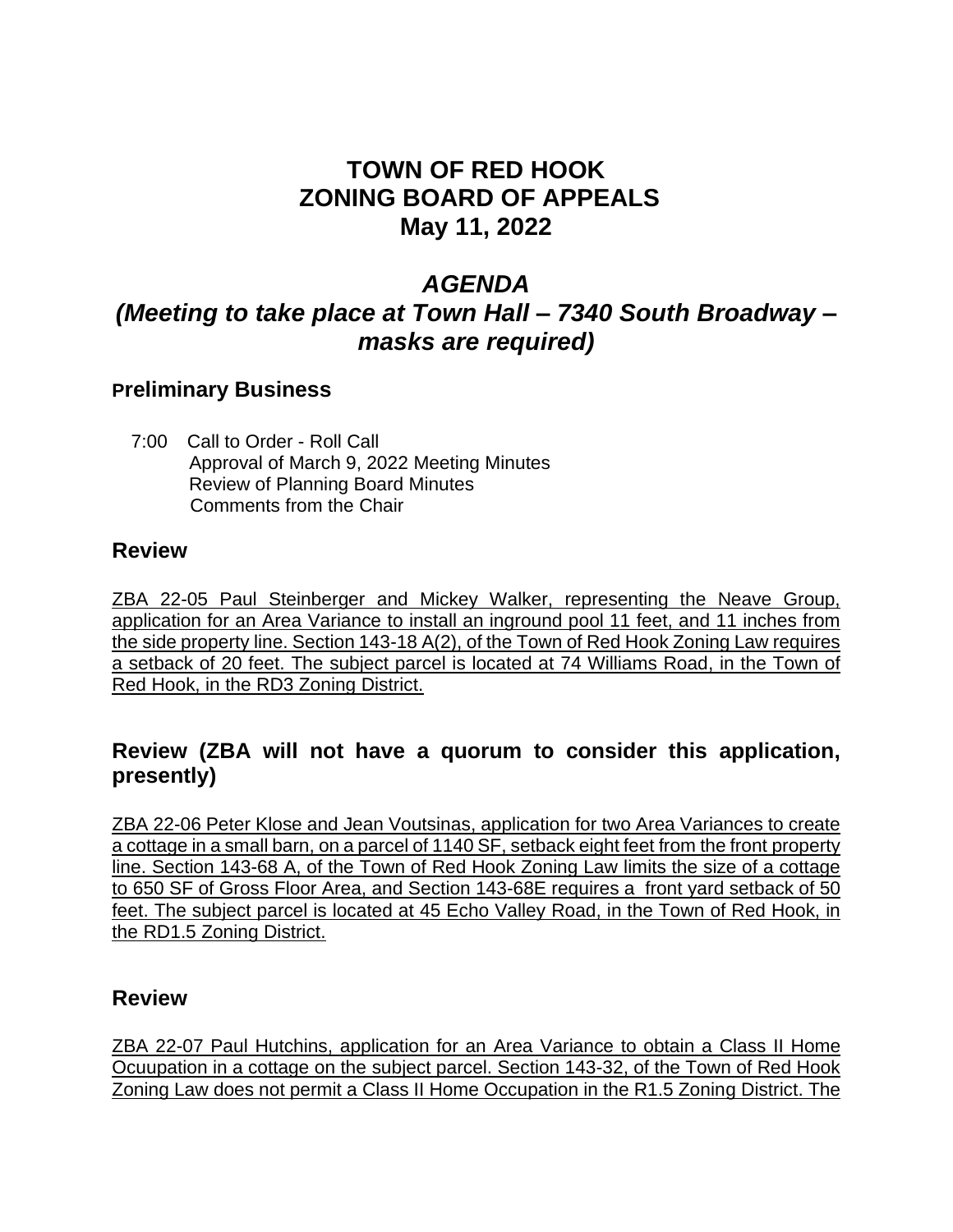# TOWN OF RED HOOK
# ZONING BOARD OF APPEALS
# May 11, 2022

## *AGENDA*
## *(Meeting to take place at Town Hall – 7340 South Broadway – masks are required)*

### Preliminary Business

7:00 Call to Order - Roll Call
Approval of March 9, 2022 Meeting Minutes
Review of Planning Board Minutes
Comments from the Chair

### Review

ZBA 22-05 Paul Steinberger and Mickey Walker, representing the Neave Group, application for an Area Variance to install an inground pool 11 feet, and 11 inches from the side property line. Section 143-18 A(2), of the Town of Red Hook Zoning Law requires a setback of 20 feet. The subject parcel is located at 74 Williams Road, in the Town of Red Hook, in the RD3 Zoning District.

### Review (ZBA will not have a quorum to consider this application, presently)

ZBA 22-06 Peter Klose and Jean Voutsinas, application for two Area Variances to create a cottage in a small barn, on a parcel of 1140 SF, setback eight feet from the front property line. Section 143-68 A, of the Town of Red Hook Zoning Law limits the size of a cottage to 650 SF of Gross Floor Area, and Section 143-68E requires a front yard setback of 50 feet. The subject parcel is located at 45 Echo Valley Road, in the Town of Red Hook, in the RD1.5 Zoning District.

### Review

ZBA 22-07 Paul Hutchins, application for an Area Variance to obtain a Class II Home Ocuupation in a cottage on the subject parcel. Section 143-32, of the Town of Red Hook Zoning Law does not permit a Class II Home Occupation in the R1.5 Zoning District. The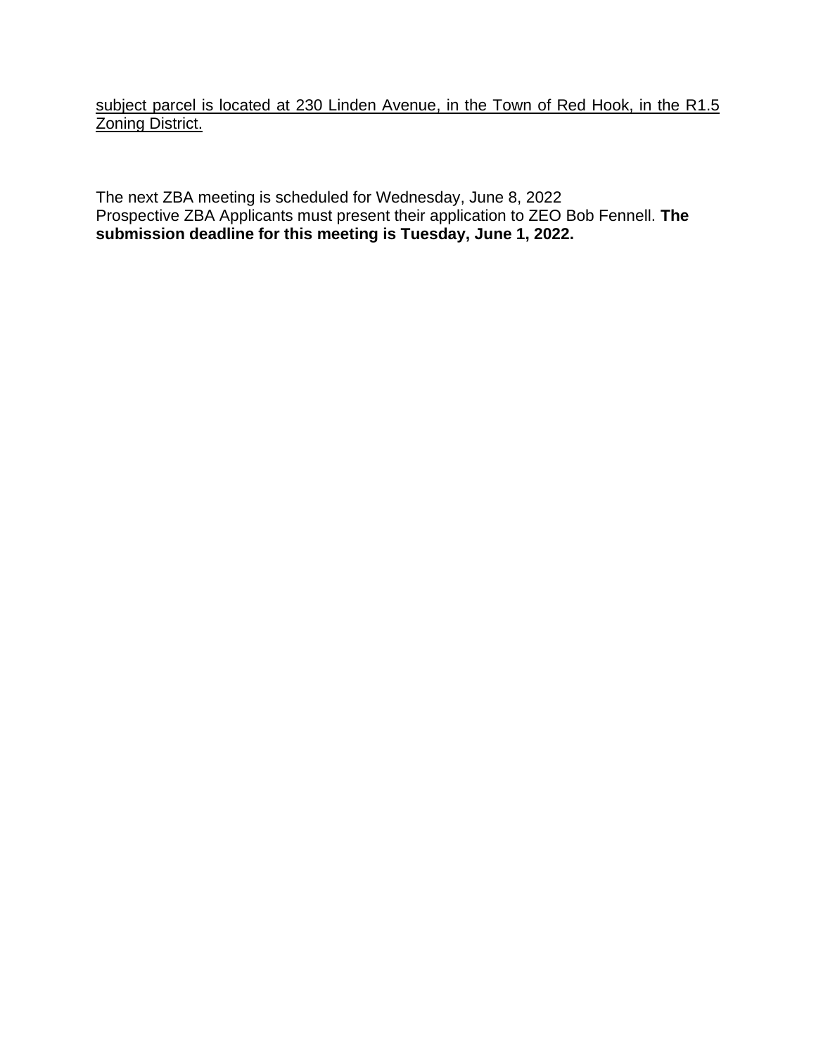subject parcel is located at 230 Linden Avenue, in the Town of Red Hook, in the R1.5 Zoning District.

The next ZBA meeting is scheduled for Wednesday, June 8, 2022
Prospective ZBA Applicants must present their application to ZEO Bob Fennell. **The submission deadline for this meeting is Tuesday, June 1, 2022.**